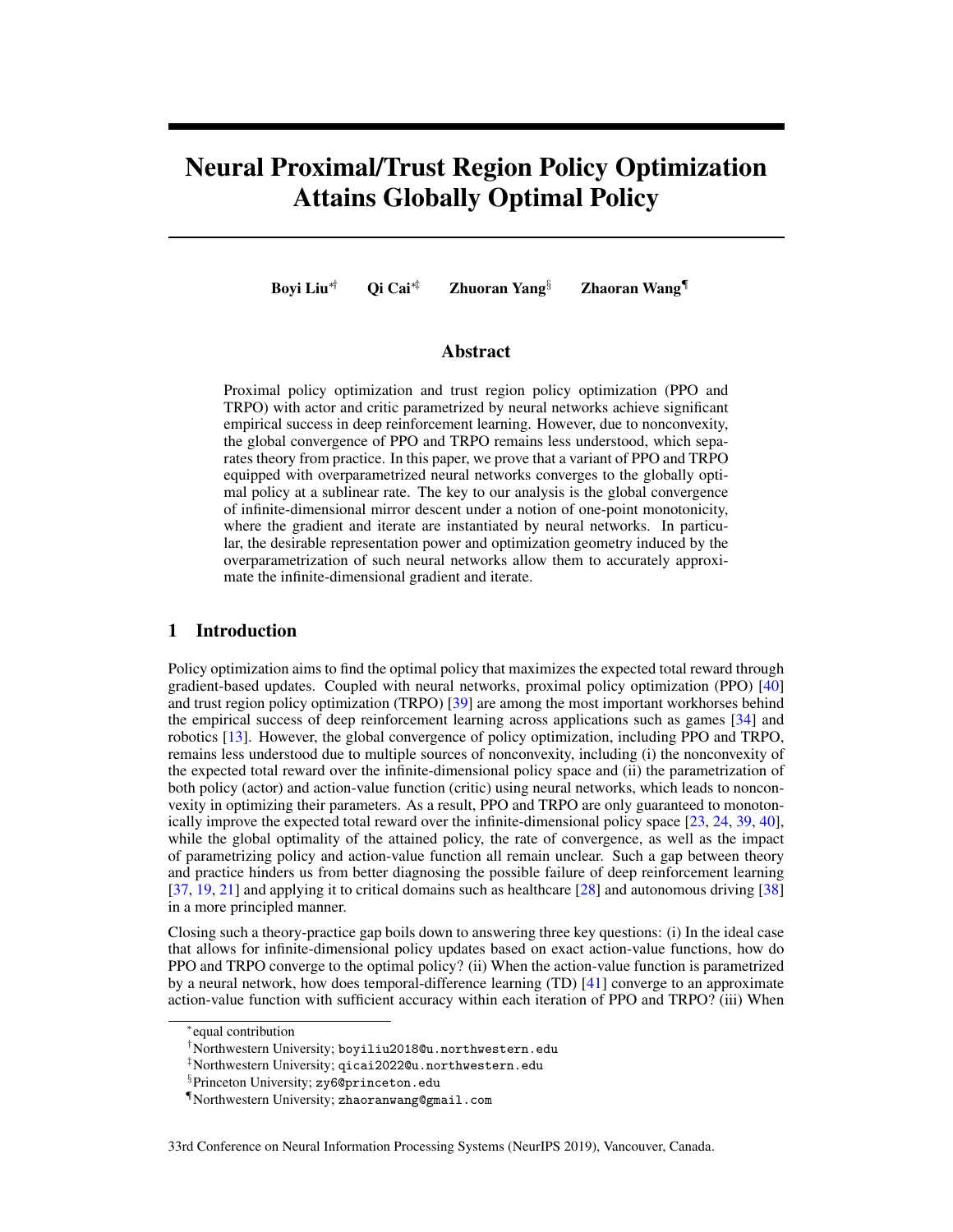# Neural Proximal/Trust Region Policy Optimization Attains Globally Optimal Policy

**Boyi Liu**[*†] **Qi Cai**[*‡] **Zhuoran Yang**[§] **Zhaoran Wang**[¶]

## Abstract

Proximal policy optimization and trust region policy optimization (PPO and TRPO) with actor and critic parametrized by neural networks achieve significant empirical success in deep reinforcement learning. However, due to nonconvexity, the global convergence of PPO and TRPO remains less understood, which separates theory from practice. In this paper, we prove that a variant of PPO and TRPO equipped with overparametrized neural networks converges to the globally optimal policy at a sublinear rate. The key to our analysis is the global convergence of infinite-dimensional mirror descent under a notion of one-point monotonicity, where the gradient and iterate are instantiated by neural networks. In particular, the desirable representation power and optimization geometry induced by the overparametrization of such neural networks allow them to accurately approximate the infinite-dimensional gradient and iterate.

## 1 Introduction

Policy optimization aims to find the optimal policy that maximizes the expected total reward through gradient-based updates. Coupled with neural networks, proximal policy optimization (PPO) [40] and trust region policy optimization (TRPO) [39] are among the most important workhorses behind the empirical success of deep reinforcement learning across applications such as games [34] and robotics [13]. However, the global convergence of policy optimization, including PPO and TRPO, remains less understood due to multiple sources of nonconvexity, including (i) the nonconvexity of the expected total reward over the infinite-dimensional policy space and (ii) the parametrization of both policy (actor) and action-value function (critic) using neural networks, which leads to nonconvexity in optimizing their parameters. As a result, PPO and TRPO are only guaranteed to monotonically improve the expected total reward over the infinite-dimensional policy space [23, 24, 39, 40], while the global optimality of the attained policy, the rate of convergence, as well as the impact of parametrizing policy and action-value function all remain unclear. Such a gap between theory and practice hinders us from better diagnosing the possible failure of deep reinforcement learning [37, 19, 21] and applying it to critical domains such as healthcare [28] and autonomous driving [38] in a more principled manner.

Closing such a theory-practice gap boils down to answering three key questions: (i) In the ideal case that allows for infinite-dimensional policy updates based on exact action-value functions, how do PPO and TRPO converge to the optimal policy? (ii) When the action-value function is parametrized by a neural network, how does temporal-difference learning (TD) [41] converge to an approximate action-value function with sufficient accuracy within each iteration of PPO and TRPO? (iii) When

[*] equal contribution

[†] Northwestern University; boyiliu2018@u.northwestern.edu

[‡] Northwestern University; qicai2022@u.northwestern.edu

[§] Princeton University; zy6@princeton.edu

[¶] Northwestern University; zhaoranwang@gmail.com

33rd Conference on Neural Information Processing Systems (NeurIPS 2019), Vancouver, Canada.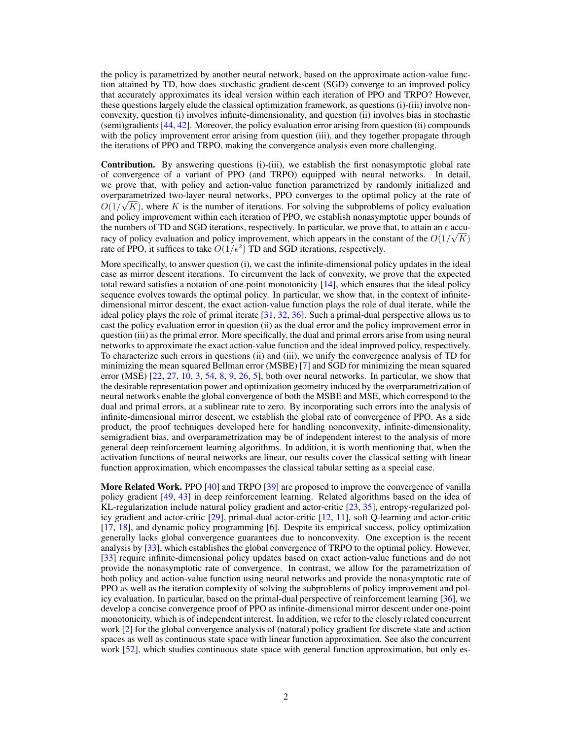the policy is parametrized by another neural network, based on the approximate action-value function attained by TD, how does stochastic gradient descent (SGD) converge to an improved policy that accurately approximates its ideal version within each iteration of PPO and TRPO? However, these questions largely elude the classical optimization framework, as questions (i)-(iii) involve nonconvexity, question (i) involves infinite-dimensionality, and question (ii) involves bias in stochastic (semi)gradients [44, 42]. Moreover, the policy evaluation error arising from question (ii) compounds with the policy improvement error arising from question (iii), and they together propagate through the iterations of PPO and TRPO, making the convergence analysis even more challenging.

**Contribution.** By answering questions (i)-(iii), we establish the first nonasymptotic global rate of convergence of a variant of PPO (and TRPO) equipped with neural networks. In detail, we prove that, with policy and action-value function parametrized by randomly initialized and overparametrized two-layer neural networks, PPO converges to the optimal policy at the rate of $O(1/\sqrt{K})$, where $K$ is the number of iterations. For solving the subproblems of policy evaluation and policy improvement within each iteration of PPO, we establish nonasymptotic upper bounds of the numbers of TD and SGD iterations, respectively. In particular, we prove that, to attain an $\epsilon$ accuracy of policy evaluation and policy improvement, which appears in the constant of the $O(1/\sqrt{K})$ rate of PPO, it suffices to take $O(1/\epsilon^2)$ TD and SGD iterations, respectively.

More specifically, to answer question (i), we cast the infinite-dimensional policy updates in the ideal case as mirror descent iterations. To circumvent the lack of convexity, we prove that the expected total reward satisfies a notation of one-point monotonicity [14], which ensures that the ideal policy sequence evolves towards the optimal policy. In particular, we show that, in the context of infinite-dimensional mirror descent, the exact action-value function plays the role of dual iterate, while the ideal policy plays the role of primal iterate [31, 32, 36]. Such a primal-dual perspective allows us to cast the policy evaluation error in question (ii) as the dual error and the policy improvement error in question (iii) as the primal error. More specifically, the dual and primal errors arise from using neural networks to approximate the exact action-value function and the ideal improved policy, respectively. To characterize such errors in questions (ii) and (iii), we unify the convergence analysis of TD for minimizing the mean squared Bellman error (MSBE) [7] and SGD for minimizing the mean squared error (MSE) [22, 27, 10, 3, 54, 8, 9, 26, 5], both over neural networks. In particular, we show that the desirable representation power and optimization geometry induced by the overparametrization of neural networks enable the global convergence of both the MSBE and MSE, which correspond to the dual and primal errors, at a sublinear rate to zero. By incorporating such errors into the analysis of infinite-dimensional mirror descent, we establish the global rate of convergence of PPO. As a side product, the proof techniques developed here for handling nonconvexity, infinite-dimensionality, semigradient bias, and overparametrization may be of independent interest to the analysis of more general deep reinforcement learning algorithms. In addition, it is worth mentioning that, when the activation functions of neural networks are linear, our results cover the classical setting with linear function approximation, which encompasses the classical tabular setting as a special case.

**More Related Work.** PPO [40] and TRPO [39] are proposed to improve the convergence of vanilla policy gradient [49, 43] in deep reinforcement learning. Related algorithms based on the idea of KL-regularization include natural policy gradient and actor-critic [23, 35], entropy-regularized policy gradient and actor-critic [29], primal-dual actor-critic [12, 11], soft Q-learning and actor-critic [17, 18], and dynamic policy programming [6]. Despite its empirical success, policy optimization generally lacks global convergence guarantees due to nonconvexity. One exception is the recent analysis by [33], which establishes the global convergence of TRPO to the optimal policy. However, [33] require infinite-dimensional policy updates based on exact action-value functions and do not provide the nonasymptotic rate of convergence. In contrast, we allow for the parametrization of both policy and action-value function using neural networks and provide the nonasymptotic rate of PPO as well as the iteration complexity of solving the subproblems of policy improvement and policy evaluation. In particular, based on the primal-dual perspective of reinforcement learning [36], we develop a concise convergence proof of PPO as infinite-dimensional mirror descent under one-point monotonicity, which is of independent interest. In addition, we refer to the closely related concurrent work [2] for the global convergence analysis of (natural) policy gradient for discrete state and action spaces as well as continuous state space with linear function approximation. See also the concurrent work [52], which studies continuous state space with general function approximation, but only es-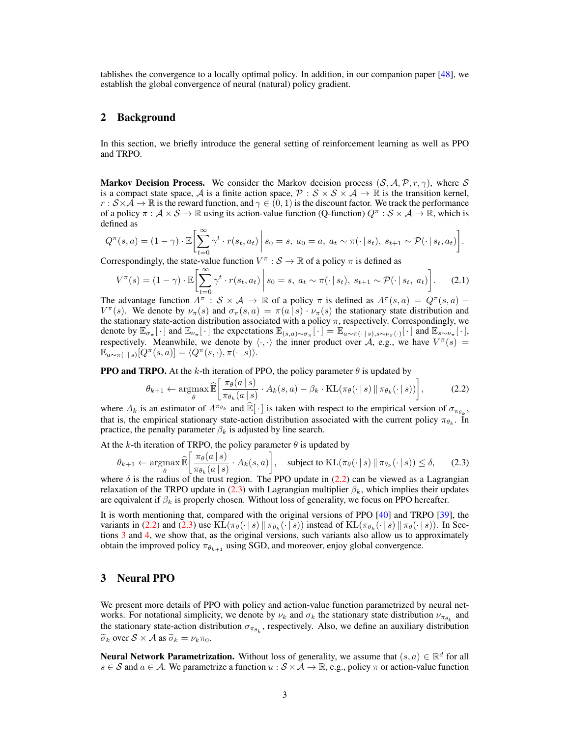tablishes the convergence to a locally optimal policy. In addition, in our companion paper [48], we establish the global convergence of neural (natural) policy gradient.

## 2 Background

In this section, we briefly introduce the general setting of reinforcement learning as well as PPO and TRPO.

**Markov Decision Process.** We consider the Markov decision process $(\mathcal{S}, \mathcal{A}, \mathcal{P}, r, \gamma)$, where $\mathcal{S}$ is a compact state space, $\mathcal{A}$ is a finite action space, $\mathcal{P} : \mathcal{S} \times \mathcal{S} \times \mathcal{A} \to \mathbb{R}$ is the transition kernel, $r : \mathcal{S} \times \mathcal{A} \to \mathbb{R}$ is the reward function, and $\gamma \in (0, 1)$ is the discount factor. We track the performance of a policy $\pi : \mathcal{A} \times \mathcal{S} \to \mathbb{R}$ using its action-value function (Q-function) $Q^\pi : \mathcal{S} \times \mathcal{A} \to \mathbb{R}$, which is defined as

$$
Q^\pi(s, a) = (1 - \gamma) \cdot \mathbb{E}\bigg[\sum_{t=0}^{\infty} \gamma^t \cdot r(s_t, a_t) \,\bigg|\, s_0 = s,\ a_0 = a,\ a_t \sim \pi(\cdot \,|\, s_t),\ s_{t+1} \sim \mathcal{P}(\cdot \,|\, s_t, a_t)\bigg].
$$

Correspondingly, the state-value function $V^\pi : \mathcal{S} \to \mathbb{R}$ of a policy $\pi$ is defined as

$$
V^\pi(s) = (1 - \gamma) \cdot \mathbb{E}\bigg[\sum_{t=0}^{\infty} \gamma^t \cdot r(s_t, a_t) \,\bigg|\, s_0 = s,\ a_t \sim \pi(\cdot \,|\, s_t),\ s_{t+1} \sim \mathcal{P}(\cdot \,|\, s_t,\ a_t)\bigg]. \tag{2.1}
$$

The advantage function $A^\pi : \mathcal{S} \times \mathcal{A} \to \mathbb{R}$ of a policy $\pi$ is defined as $A^\pi(s, a) = Q^\pi(s, a) - V^\pi(s)$. We denote by $\nu_\pi(s)$ and $\sigma_\pi(s, a) = \pi(a \,|\, s) \cdot \nu_\pi(s)$ the stationary state distribution and the stationary state-action distribution associated with a policy $\pi$, respectively. Correspondingly, we denote by $\mathbb{E}_{\sigma_\pi}[\,\cdot\,]$ and $\mathbb{E}_{\nu_\pi}[\,\cdot\,]$ the expectations $\mathbb{E}_{(s,a)\sim\sigma_\pi}[\,\cdot\,] = \mathbb{E}_{a\sim\pi(\cdot\,|\,s), s\sim\nu_\pi(\cdot)}[\,\cdot\,]$ and $\mathbb{E}_{s\sim\nu_\pi}[\,\cdot\,]$, respectively. Meanwhile, we denote by $\langle \cdot, \cdot \rangle$ the inner product over $\mathcal{A}$, e.g., we have $V^\pi(s) = \mathbb{E}_{a\sim\pi(\cdot\,|\,s)}[Q^\pi(s, a)] = \langle Q^\pi(s, \cdot), \pi(\cdot \,|\, s)\rangle$.

**PPO and TRPO.** At the $k$-th iteration of PPO, the policy parameter $\theta$ is updated by

$$
\theta_{k+1} \leftarrow \mathop{\mathrm{argmax}}_{\theta} \widehat{\mathbb{E}}\bigg[\frac{\pi_\theta(a \,|\, s)}{\pi_{\theta_k}(a \,|\, s)} \cdot A_k(s, a) - \beta_k \cdot \mathrm{KL}(\pi_\theta(\cdot \,|\, s) \,\|\, \pi_{\theta_k}(\cdot \,|\, s))\bigg], \tag{2.2}
$$

where $A_k$ is an estimator of $A^{\pi_{\theta_k}}$ and $\widehat{\mathbb{E}}[\,\cdot\,]$ is taken with respect to the empirical version of $\sigma_{\pi_{\theta_k}}$, that is, the empirical stationary state-action distribution associated with the current policy $\pi_{\theta_k}$. In practice, the penalty parameter $\beta_k$ is adjusted by line search.

At the $k$-th iteration of TRPO, the policy parameter $\theta$ is updated by

$$
\theta_{k+1} \leftarrow \mathop{\mathrm{argmax}}_{\theta} \widehat{\mathbb{E}}\bigg[\frac{\pi_\theta(a \,|\, s)}{\pi_{\theta_k}(a \,|\, s)} \cdot A_k(s, a)\bigg], \quad \text{subject to } \mathrm{KL}(\pi_\theta(\cdot \,|\, s) \,\|\, \pi_{\theta_k}(\cdot \,|\, s)) \le \delta, \tag{2.3}
$$

where $\delta$ is the radius of the trust region. The PPO update in (2.2) can be viewed as a Lagrangian relaxation of the TRPO update in (2.3) with Lagrangian multiplier $\beta_k$, which implies their updates are equivalent if $\beta_k$ is properly chosen. Without loss of generality, we focus on PPO hereafter.

It is worth mentioning that, compared with the original versions of PPO [40] and TRPO [39], the variants in (2.2) and (2.3) use $\mathrm{KL}(\pi_\theta(\cdot \,|\, s) \,\|\, \pi_{\theta_k}(\cdot \,|\, s))$ instead of $\mathrm{KL}(\pi_{\theta_k}(\cdot \,|\, s) \,\|\, \pi_\theta(\cdot \,|\, s))$. In Sections 3 and 4, we show that, as the original versions, such variants also allow us to approximately obtain the improved policy $\pi_{\theta_{k+1}}$ using SGD, and moreover, enjoy global convergence.

## 3 Neural PPO

We present more details of PPO with policy and action-value function parametrized by neural networks. For notational simplicity, we denote by $\nu_k$ and $\sigma_k$ the stationary state distribution $\nu_{\pi_{\theta_k}}$ and the stationary state-action distribution $\sigma_{\pi_{\theta_k}}$, respectively. Also, we define an auxiliary distribution $\widetilde{\sigma}_k$ over $\mathcal{S} \times \mathcal{A}$ as $\widetilde{\sigma}_k = \nu_k \pi_0$.

**Neural Network Parametrization.** Without loss of generality, we assume that $(s, a) \in \mathbb{R}^d$ for all $s \in \mathcal{S}$ and $a \in \mathcal{A}$. We parametrize a function $u : \mathcal{S} \times \mathcal{A} \to \mathbb{R}$, e.g., policy $\pi$ or action-value function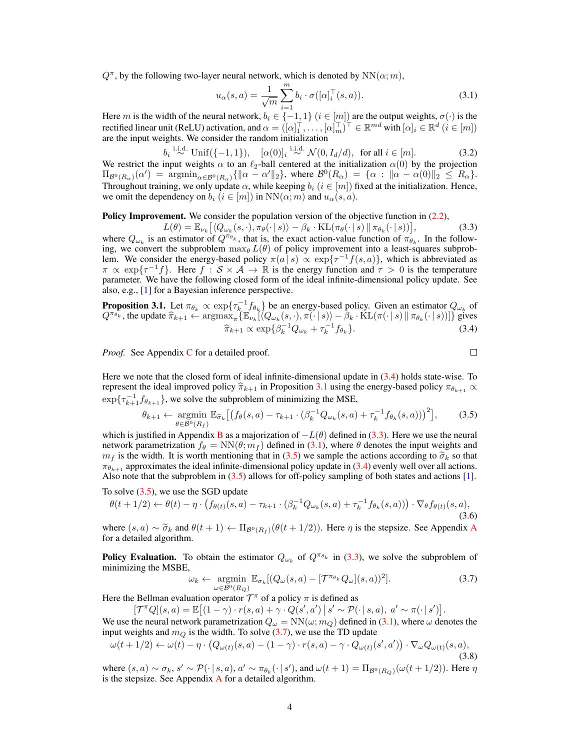$Q^\pi$, by the following two-layer neural network, which is denoted by $\mathrm{NN}(\alpha; m)$,

$$u_\alpha(s,a) = \frac{1}{\sqrt{m}} \sum_{i=1}^{m} b_i \cdot \sigma([\alpha]_i^\top (s,a)). \tag{3.1}$$

Here $m$ is the width of the neural network, $b_i \in \{-1, 1\}$ ($i \in [m]$) are the output weights, $\sigma(\cdot)$ is the rectified linear unit (ReLU) activation, and $\alpha = ([\alpha]_1^\top, \ldots, [\alpha]_m^\top)^\top \in \mathbb{R}^{md}$ with $[\alpha]_i \in \mathbb{R}^d$ ($i \in [m]$) are the input weights. We consider the random initialization

$$b_i \overset{\text{i.i.d.}}{\sim} \mathrm{Unif}(\{-1, 1\}), \quad [\alpha(0)]_i \overset{\text{i.i.d.}}{\sim} \mathcal{N}(0, I_d/d), \quad \text{for all } i \in [m]. \tag{3.2}$$

We restrict the input weights $\alpha$ to an $\ell_2$-ball centered at the initialization $\alpha(0)$ by the projection $\Pi_{\mathcal{B}^0(R_\alpha)}(\alpha') = \mathrm{argmin}_{\alpha \in \mathcal{B}^0(R_\alpha)}\{\|\alpha - \alpha'\|_2\}$, where $\mathcal{B}^0(R_\alpha) = \{\alpha : \|\alpha - \alpha(0)\|_2 \le R_\alpha\}$. Throughout training, we only update $\alpha$, while keeping $b_i$ ($i \in [m]$) fixed at the initialization. Hence, we omit the dependency on $b_i$ ($i \in [m]$) in $\mathrm{NN}(\alpha; m)$ and $u_\alpha(s,a)$.

**Policy Improvement.** We consider the population version of the objective function in (2.2),

$$L(\theta) = \mathbb{E}_{\nu_k}\big[\langle Q_{\omega_k}(s, \cdot), \pi_\theta(\cdot \,|\, s)\rangle - \beta_k \cdot \mathrm{KL}(\pi_\theta(\cdot \,|\, s) \,\|\, \pi_{\theta_k}(\cdot \,|\, s))\big], \tag{3.3}$$

where $Q_{\omega_k}$ is an estimator of $Q^{\pi_{\theta_k}}$, that is, the exact action-value function of $\pi_{\theta_k}$. In the following, we convert the subproblem $\max_\theta L(\theta)$ of policy improvement into a least-squares subproblem. We consider the energy-based policy $\pi(a \,|\, s) \propto \exp\{\tau^{-1} f(s,a)\}$, which is abbreviated as $\pi \propto \exp\{\tau^{-1} f\}$. Here $f : \mathcal{S} \times \mathcal{A} \to \mathbb{R}$ is the energy function and $\tau > 0$ is the temperature parameter. We have the following closed form of the ideal infinite-dimensional policy update. See also, e.g., [1] for a Bayesian inference perspective.

**Proposition 3.1.** Let $\pi_{\theta_k} \propto \exp\{\tau_k^{-1} f_{\theta_k}\}$ be an energy-based policy. Given an estimator $Q_{\omega_k}$ of $Q^{\pi_{\theta_k}}$, the update $\widehat{\pi}_{k+1} \leftarrow \mathrm{argmax}_\pi\{\mathbb{E}_{\nu_k}[\langle Q_{\omega_k}(s, \cdot), \pi(\cdot \,|\, s)\rangle - \beta_k \cdot \mathrm{KL}(\pi(\cdot \,|\, s) \,\|\, \pi_{\theta_k}(\cdot \,|\, s))]\}$ gives

$$\widehat{\pi}_{k+1} \propto \exp\{\beta_k^{-1} Q_{\omega_k} + \tau_k^{-1} f_{\theta_k}\}. \tag{3.4}$$

*Proof.* See Appendix C for a detailed proof. □

Here we note that the closed form of ideal infinite-dimensional update in (3.4) holds state-wise. To represent the ideal improved policy $\widehat{\pi}_{k+1}$ in Proposition 3.1 using the energy-based policy $\pi_{\theta_{k+1}} \propto \exp\{\tau_{k+1}^{-1} f_{\theta_{k+1}}\}$, we solve the subproblem of minimizing the MSE,

$$\theta_{k+1} \leftarrow \underset{\theta \in \mathcal{B}^0(R_f)}{\mathrm{argmin}}\, \mathbb{E}_{\widetilde{\sigma}_k}\Big[\big(f_\theta(s,a) - \tau_{k+1} \cdot (\beta_k^{-1} Q_{\omega_k}(s,a) + \tau_k^{-1} f_{\theta_k}(s,a))\big)^2\Big], \tag{3.5}$$

which is justified in Appendix B as a majorization of $-L(\theta)$ defined in (3.3). Here we use the neural network parametrization $f_\theta = \mathrm{NN}(\theta; m_f)$ defined in (3.1), where $\theta$ denotes the input weights and $m_f$ is the width. It is worth mentioning that in (3.5) we sample the actions according to $\widetilde{\sigma}_k$ so that $\pi_{\theta_{k+1}}$ approximates the ideal infinite-dimensional policy update in (3.4) evenly well over all actions. Also note that the subproblem in (3.5) allows for off-policy sampling of both states and actions [1].

To solve (3.5), we use the SGD update

$$\theta(t + 1/2) \leftarrow \theta(t) - \eta \cdot \big(f_{\theta(t)}(s,a) - \tau_{k+1} \cdot (\beta_k^{-1} Q_{\omega_k}(s,a) + \tau_k^{-1} f_{\theta_k}(s,a))\big) \cdot \nabla_\theta f_{\theta(t)}(s,a), \tag{3.6}$$

where $(s,a) \sim \widetilde{\sigma}_k$ and $\theta(t+1) \leftarrow \Pi_{\mathcal{B}^0(R_f)}(\theta(t+1/2))$. Here $\eta$ is the stepsize. See Appendix A for a detailed algorithm.

**Policy Evaluation.** To obtain the estimator $Q_{\omega_k}$ of $Q^{\pi_{\theta_k}}$ in (3.3), we solve the subproblem of minimizing the MSBE,

$$\omega_k \leftarrow \underset{\omega \in \mathcal{B}^0(R_Q)}{\mathrm{argmin}}\, \mathbb{E}_{\sigma_k}[(Q_\omega(s,a) - [\mathcal{T}^{\pi_{\theta_k}} Q_\omega](s,a))^2]. \tag{3.7}$$

Here the Bellman evaluation operator $\mathcal{T}^\pi$ of a policy $\pi$ is defined as

$$[\mathcal{T}^\pi Q](s,a) = \mathbb{E}\big[(1-\gamma) \cdot r(s,a) + \gamma \cdot Q(s', a') \,\big|\, s' \sim \mathcal{P}(\cdot \,|\, s, a),\ a' \sim \pi(\cdot \,|\, s')\big].$$

We use the neural network parametrization $Q_\omega = \mathrm{NN}(\omega; m_Q)$ defined in (3.1), where $\omega$ denotes the input weights and $m_Q$ is the width. To solve (3.7), we use the TD update

$$\omega(t + 1/2) \leftarrow \omega(t) - \eta \cdot \big(Q_{\omega(t)}(s,a) - (1-\gamma) \cdot r(s,a) - \gamma \cdot Q_{\omega(t)}(s', a')\big) \cdot \nabla_\omega Q_{\omega(t)}(s,a), \tag{3.8}$$

where $(s,a) \sim \sigma_k$, $s' \sim \mathcal{P}(\cdot \,|\, s, a)$, $a' \sim \pi_{\theta_k}(\cdot \,|\, s')$, and $\omega(t+1) = \Pi_{\mathcal{B}^0(R_Q)}(\omega(t+1/2))$. Here $\eta$ is the stepsize. See Appendix A for a detailed algorithm.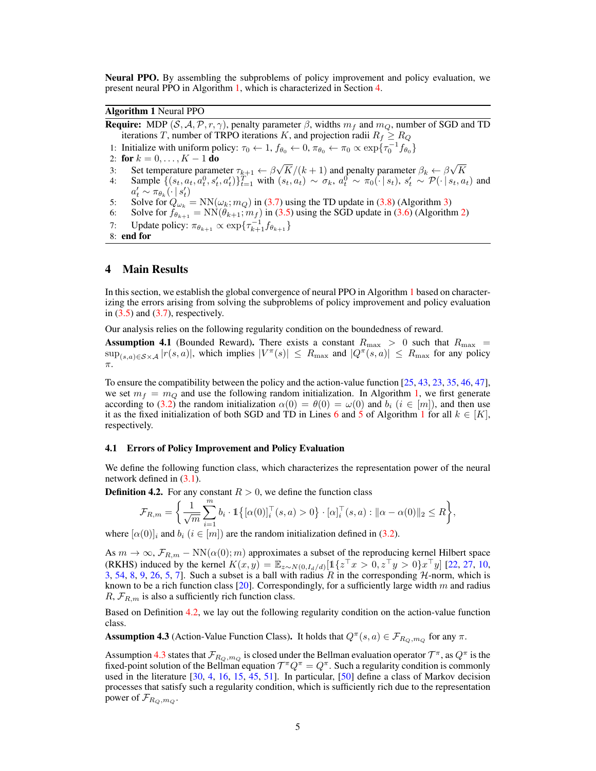**Neural PPO.** By assembling the subproblems of policy improvement and policy evaluation, we present neural PPO in Algorithm 1, which is characterized in Section 4.

**Algorithm 1** Neural PPO

**Require:** MDP $(\mathcal{S}, \mathcal{A}, \mathcal{P}, r, \gamma)$, penalty parameter $\beta$, widths $m_f$ and $m_Q$, number of SGD and TD iterations $T$, number of TRPO iterations $K$, and projection radii $R_f \geq R_Q$

1: Initialize with uniform policy: $\tau_0 \leftarrow 1$, $f_{\theta_0} \leftarrow 0$, $\pi_{\theta_0} \leftarrow \pi_0 \propto \exp\{\tau_0^{-1} f_{\theta_0}\}$
2: **for** $k = 0, \ldots, K-1$ **do**
3: Set temperature parameter $\tau_{k+1} \leftarrow \beta\sqrt{K}/(k+1)$ and penalty parameter $\beta_k \leftarrow \beta\sqrt{K}$
4: Sample $\{(s_t, a_t, a_t^0, s_t', a_t')\}_{t=1}^T$ with $(s_t, a_t) \sim \sigma_k$, $a_t^0 \sim \pi_0(\cdot \,|\, s_t)$, $s_t' \sim \mathcal{P}(\cdot \,|\, s_t, a_t)$ and $a_t' \sim \pi_{\theta_k}(\cdot \,|\, s_t')$
5: Solve for $Q_{\omega_k} = \text{NN}(\omega_k; m_Q)$ in (3.7) using the TD update in (3.8) (Algorithm 3)
6: Solve for $f_{\theta_{k+1}} = \text{NN}(\theta_{k+1}; m_f)$ in (3.5) using the SGD update in (3.6) (Algorithm 2)
7: Update policy: $\pi_{\theta_{k+1}} \propto \exp\{\tau_{k+1}^{-1} f_{\theta_{k+1}}\}$
8: **end for**

# 4 Main Results

In this section, we establish the global convergence of neural PPO in Algorithm 1 based on characterizing the errors arising from solving the subproblems of policy improvement and policy evaluation in (3.5) and (3.7), respectively.

Our analysis relies on the following regularity condition on the boundedness of reward.

**Assumption 4.1** (Bounded Reward)**.** There exists a constant $R_{\max} > 0$ such that $R_{\max} = \sup_{(s,a)\in\mathcal{S}\times\mathcal{A}} |r(s,a)|$, which implies $|V^\pi(s)| \leq R_{\max}$ and $|Q^\pi(s,a)| \leq R_{\max}$ for any policy $\pi$.

To ensure the compatibility between the policy and the action-value function [25, 43, 23, 35, 46, 47], we set $m_f = m_Q$ and use the following random initialization. In Algorithm 1, we first generate according to (3.2) the random initialization $\alpha(0) = \theta(0) = \omega(0)$ and $b_i$ ($i \in [m]$), and then use it as the fixed initialization of both SGD and TD in Lines 6 and 5 of Algorithm 1 for all $k \in [K]$, respectively.

## 4.1 Errors of Policy Improvement and Policy Evaluation

We define the following function class, which characterizes the representation power of the neural network defined in (3.1).

**Definition 4.2.** For any constant $R > 0$, we define the function class

$$\mathcal{F}_{R,m} = \left\{ \frac{1}{\sqrt{m}} \sum_{i=1}^m b_i \cdot \mathbb{1}\big\{[\alpha(0)]_i^\top (s,a) > 0\big\} \cdot [\alpha]_i^\top (s,a) : \|\alpha - \alpha(0)\|_2 \leq R \right\},$$

where $[\alpha(0)]_i$ and $b_i$ ($i \in [m]$) are the random initialization defined in (3.2).

As $m \to \infty$, $\mathcal{F}_{R,m} - \text{NN}(\alpha(0); m)$ approximates a subset of the reproducing kernel Hilbert space (RKHS) induced by the kernel $K(x,y) = \mathbb{E}_{z\sim N(0, I_d/d)}[\mathbb{1}\{z^\top x > 0, z^\top y > 0\} x^\top y]$ [22, 27, 10, 3, 54, 8, 9, 26, 5, 7]. Such a subset is a ball with radius $R$ in the corresponding $\mathcal{H}$-norm, which is known to be a rich function class [20]. Correspondingly, for a sufficiently large width $m$ and radius $R$, $\mathcal{F}_{R,m}$ is also a sufficiently rich function class.

Based on Definition 4.2, we lay out the following regularity condition on the action-value function class.

**Assumption 4.3** (Action-Value Function Class)**.** It holds that $Q^\pi(s,a) \in \mathcal{F}_{R_Q, m_Q}$ for any $\pi$.

Assumption 4.3 states that $\mathcal{F}_{R_Q,m_Q}$ is closed under the Bellman evaluation operator $\mathcal{T}^\pi$, as $Q^\pi$ is the fixed-point solution of the Bellman equation $\mathcal{T}^\pi Q^\pi = Q^\pi$. Such a regularity condition is commonly used in the literature [30, 4, 16, 15, 45, 51]. In particular, [50] define a class of Markov decision processes that satisfy such a regularity condition, which is sufficiently rich due to the representation power of $\mathcal{F}_{R_Q,m_Q}$.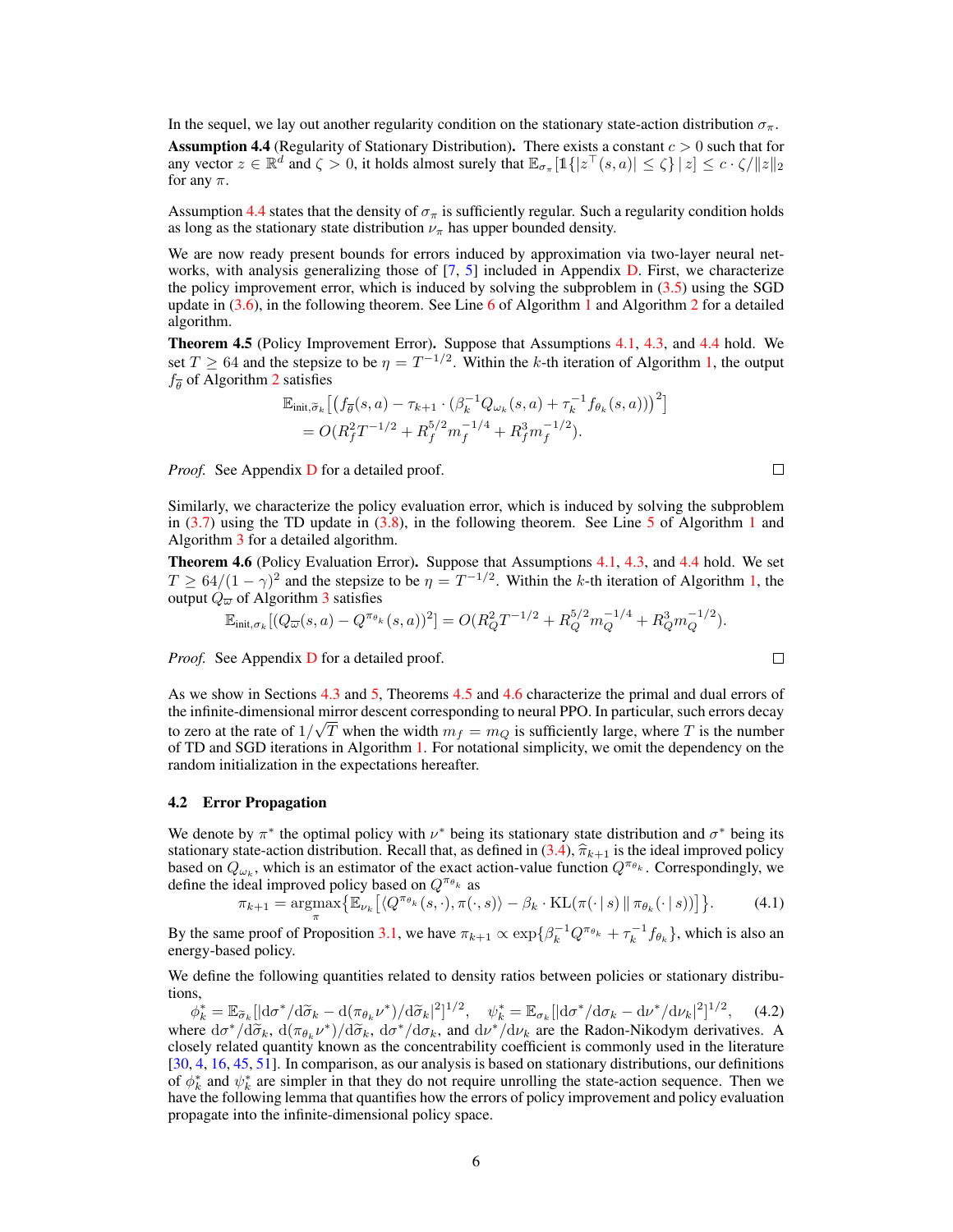In the sequel, we lay out another regularity condition on the stationary state-action distribution $\sigma_\pi$.

**Assumption 4.4** (Regularity of Stationary Distribution). There exists a constant $c > 0$ such that for any vector $z \in \mathbb{R}^d$ and $\zeta > 0$, it holds almost surely that $\mathbb{E}_{\sigma_\pi}[\mathbb{1}\{|z^\top(s,a)| \le \zeta\} \,|\, z] \le c \cdot \zeta / \|z\|_2$ for any $\pi$.

Assumption 4.4 states that the density of $\sigma_\pi$ is sufficiently regular. Such a regularity condition holds as long as the stationary state distribution $\nu_\pi$ has upper bounded density.

We are now ready present bounds for errors induced by approximation via two-layer neural networks, with analysis generalizing those of [7, 5] included in Appendix D. First, we characterize the policy improvement error, which is induced by solving the subproblem in (3.5) using the SGD update in (3.6), in the following theorem. See Line 6 of Algorithm 1 and Algorithm 2 for a detailed algorithm.

**Theorem 4.5** (Policy Improvement Error). Suppose that Assumptions 4.1, 4.3, and 4.4 hold. We set $T \ge 64$ and the stepsize to be $\eta = T^{-1/2}$. Within the $k$-th iteration of Algorithm 1, the output $f_{\overline{\theta}}$ of Algorithm 2 satisfies

$$
\begin{aligned}
&\mathbb{E}_{\text{init}, \widetilde{\sigma}_k}\big[\big(f_{\overline{\theta}}(s,a) - \tau_{k+1} \cdot (\beta_k^{-1} Q_{\omega_k}(s,a) + \tau_k^{-1} f_{\theta_k}(s,a))\big)^2\big] \\
&\quad = O(R_f^2 T^{-1/2} + R_f^{5/2} m_f^{-1/4} + R_f^3 m_f^{-1/2}).
\end{aligned}
$$

*Proof.* See Appendix D for a detailed proof. $\square$

Similarly, we characterize the policy evaluation error, which is induced by solving the subproblem in (3.7) using the TD update in (3.8), in the following theorem. See Line 5 of Algorithm 1 and Algorithm 3 for a detailed algorithm.

**Theorem 4.6** (Policy Evaluation Error). Suppose that Assumptions 4.1, 4.3, and 4.4 hold. We set $T \ge 64/(1-\gamma)^2$ and the stepsize to be $\eta = T^{-1/2}$. Within the $k$-th iteration of Algorithm 1, the output $Q_{\overline{\omega}}$ of Algorithm 3 satisfies

$$
\mathbb{E}_{\text{init}, \sigma_k}[(Q_{\overline{\omega}}(s,a) - Q^{\pi_{\theta_k}}(s,a))^2] = O(R_Q^2 T^{-1/2} + R_Q^{5/2} m_Q^{-1/4} + R_Q^3 m_Q^{-1/2}).
$$

*Proof.* See Appendix D for a detailed proof. $\square$

As we show in Sections 4.3 and 5, Theorems 4.5 and 4.6 characterize the primal and dual errors of the infinite-dimensional mirror descent corresponding to neural PPO. In particular, such errors decay to zero at the rate of $1/\sqrt{T}$ when the width $m_f = m_Q$ is sufficiently large, where $T$ is the number of TD and SGD iterations in Algorithm 1. For notational simplicity, we omit the dependency on the random initialization in the expectations hereafter.

### 4.2 Error Propagation

We denote by $\pi^*$ the optimal policy with $\nu^*$ being its stationary state distribution and $\sigma^*$ being its stationary state-action distribution. Recall that, as defined in (3.4), $\widehat{\pi}_{k+1}$ is the ideal improved policy based on $Q_{\omega_k}$, which is an estimator of the exact action-value function $Q^{\pi_{\theta_k}}$. Correspondingly, we define the ideal improved policy based on $Q^{\pi_{\theta_k}}$ as

$$
\pi_{k+1} = \operatorname*{argmax}_{\pi} \big\{ \mathbb{E}_{\nu_k}\big[\langle Q^{\pi_{\theta_k}}(s,\cdot), \pi(\cdot\,|\,s)\rangle - \beta_k \cdot \mathrm{KL}(\pi(\cdot\,|\,s) \,\|\, \pi_{\theta_k}(\cdot\,|\,s))\big] \big\}. \tag{4.1}
$$

By the same proof of Proposition 3.1, we have $\pi_{k+1} \propto \exp\{\beta_k^{-1} Q^{\pi_{\theta_k}} + \tau_k^{-1} f_{\theta_k}\}$, which is also an energy-based policy.

We define the following quantities related to density ratios between policies or stationary distributions,

$$
\phi_k^* = \mathbb{E}_{\widetilde{\sigma}_k}[|\mathrm{d}\sigma^*/\mathrm{d}\widetilde{\sigma}_k - \mathrm{d}(\pi_{\theta_k}\nu^*)/\mathrm{d}\widetilde{\sigma}_k|^2]^{1/2}, \quad \psi_k^* = \mathbb{E}_{\sigma_k}[|\mathrm{d}\sigma^*/\mathrm{d}\sigma_k - \mathrm{d}\nu^*/\mathrm{d}\nu_k|^2]^{1/2}, \tag{4.2}
$$

where $\mathrm{d}\sigma^*/\mathrm{d}\widetilde{\sigma}_k$, $\mathrm{d}(\pi_{\theta_k}\nu^*)/\mathrm{d}\widetilde{\sigma}_k$, $\mathrm{d}\sigma^*/\mathrm{d}\sigma_k$, and $\mathrm{d}\nu^*/\mathrm{d}\nu_k$ are the Radon-Nikodym derivatives. A closely related quantity known as the concentrability coefficient is commonly used in the literature [30, 4, 16, 45, 51]. In comparison, as our analysis is based on stationary distributions, our definitions of $\phi_k^*$ and $\psi_k^*$ are simpler in that they do not require unrolling the state-action sequence. Then we have the following lemma that quantifies how the errors of policy improvement and policy evaluation propagate into the infinite-dimensional policy space.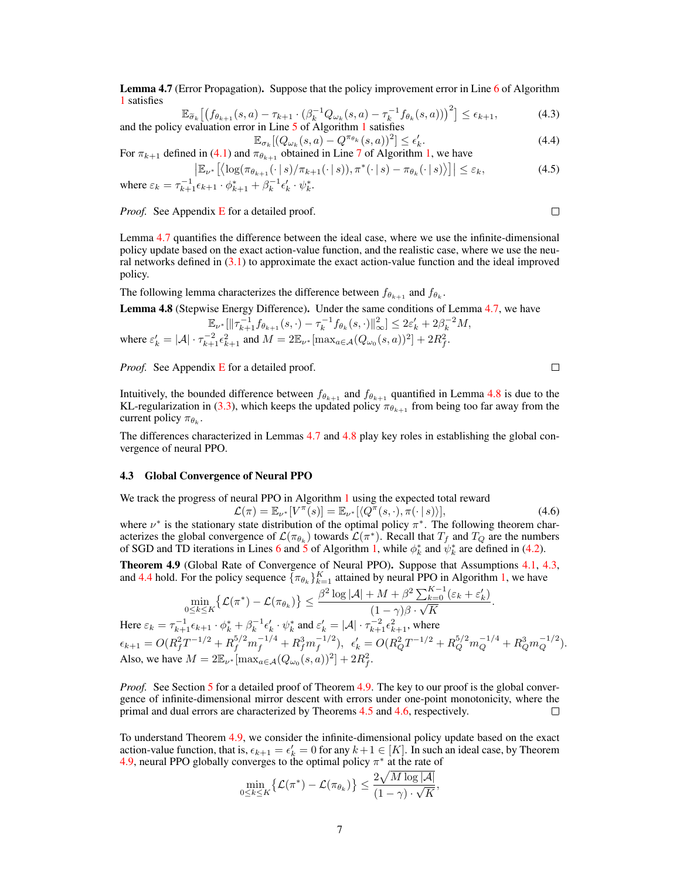**Lemma 4.7** (Error Propagation)**.** Suppose that the policy improvement error in Line 6 of Algorithm 1 satisfies

$$\mathbb{E}_{\widetilde{\sigma}_k}\big[\big(f_{\theta_{k+1}}(s,a) - \tau_{k+1}\cdot(\beta_k^{-1}Q_{\omega_k}(s,a) - \tau_k^{-1}f_{\theta_k}(s,a))\big)^2\big] \le \epsilon_{k+1}, \tag{4.3}$$

and the policy evaluation error in Line 5 of Algorithm 1 satisfies

$$\mathbb{E}_{\sigma_k}[(Q_{\omega_k}(s,a) - Q^{\pi_{\theta_k}}(s,a))^2] \le \epsilon'_k. \tag{4.4}$$

For $\pi_{k+1}$ defined in (4.1) and $\pi_{\theta_{k+1}}$ obtained in Line 7 of Algorithm 1, we have

$$\big|\mathbb{E}_{\nu^*}\big[\langle \log(\pi_{\theta_{k+1}}(\cdot\,|\,s)/\pi_{k+1}(\cdot\,|\,s)), \pi^*(\cdot\,|\,s) - \pi_{\theta_k}(\cdot\,|\,s)\rangle\big]\big| \le \varepsilon_k, \tag{4.5}$$

where $\varepsilon_k = \tau_{k+1}^{-1}\epsilon_{k+1}\cdot\phi_{k+1}^* + \beta_k^{-1}\epsilon'_k\cdot\psi_k^*$.

*Proof.* See Appendix E for a detailed proof. □

Lemma 4.7 quantifies the difference between the ideal case, where we use the infinite-dimensional policy update based on the exact action-value function, and the realistic case, where we use the neural networks defined in (3.1) to approximate the exact action-value function and the ideal improved policy.

The following lemma characterizes the difference between $f_{\theta_{k+1}}$ and $f_{\theta_k}$.

**Lemma 4.8** (Stepwise Energy Difference)**.** Under the same conditions of Lemma 4.7, we have

$$\mathbb{E}_{\nu^*}[\|\tau_{k+1}^{-1}f_{\theta_{k+1}}(s,\cdot) - \tau_k^{-1}f_{\theta_k}(s,\cdot)\|_\infty^2] \le 2\varepsilon'_k + 2\beta_k^{-2}M,$$

where $\varepsilon'_k = |\mathcal{A}|\cdot\tau_{k+1}^{-2}\epsilon_{k+1}^2$ and $M = 2\mathbb{E}_{\nu^*}[\max_{a\in\mathcal{A}}(Q_{\omega_0}(s,a))^2] + 2R_f^2$.

*Proof.* See Appendix E for a detailed proof. □

Intuitively, the bounded difference between $f_{\theta_{k+1}}$ and $f_{\theta_{k+1}}$ quantified in Lemma 4.8 is due to the KL-regularization in (3.3), which keeps the updated policy $\pi_{\theta_{k+1}}$ from being too far away from the current policy $\pi_{\theta_k}$.

The differences characterized in Lemmas 4.7 and 4.8 play key roles in establishing the global convergence of neural PPO.

### 4.3 Global Convergence of Neural PPO

We track the progress of neural PPO in Algorithm 1 using the expected total reward

$$\mathcal{L}(\pi) = \mathbb{E}_{\nu^*}[V^\pi(s)] = \mathbb{E}_{\nu^*}[\langle Q^\pi(s,\cdot), \pi(\cdot\,|\,s)\rangle], \tag{4.6}$$

where $\nu^*$ is the stationary state distribution of the optimal policy $\pi^*$. The following theorem characterizes the global convergence of $\mathcal{L}(\pi_{\theta_k})$ towards $\mathcal{L}(\pi^*)$. Recall that $T_f$ and $T_Q$ are the numbers of SGD and TD iterations in Lines 6 and 5 of Algorithm 1, while $\phi_k^*$ and $\psi_k^*$ are defined in (4.2).

**Theorem 4.9** (Global Rate of Convergence of Neural PPO)**.** Suppose that Assumptions 4.1, 4.3, and 4.4 hold. For the policy sequence $\{\pi_{\theta_k}\}_{k=1}^K$ attained by neural PPO in Algorithm 1, we have

$$\min_{0\le k\le K}\{\mathcal{L}(\pi^*) - \mathcal{L}(\pi_{\theta_k})\} \le \frac{\beta^2\log|\mathcal{A}| + M + \beta^2\sum_{k=0}^{K-1}(\varepsilon_k + \varepsilon'_k)}{(1-\gamma)\beta\cdot\sqrt{K}}.$$

Here $\varepsilon_k = \tau_{k+1}^{-1}\epsilon_{k+1}\cdot\phi_k^* + \beta_k^{-1}\epsilon'_k\cdot\psi_k^*$ and $\varepsilon'_k = |\mathcal{A}|\cdot\tau_{k+1}^{-2}\epsilon_{k+1}^2$, where $\epsilon_{k+1} = O(R_f^2T^{-1/2} + R_f^{5/2}m_f^{-1/4} + R_f^3m_f^{-1/2})$, $\epsilon'_k = O(R_Q^2T^{-1/2} + R_Q^{5/2}m_Q^{-1/4} + R_Q^3m_Q^{-1/2})$. Also, we have $M = 2\mathbb{E}_{\nu^*}[\max_{a\in\mathcal{A}}(Q_{\omega_0}(s,a))^2] + 2R_f^2$.

*Proof.* See Section 5 for a detailed proof of Theorem 4.9. The key to our proof is the global convergence of infinite-dimensional mirror descent with errors under one-point monotonicity, where the primal and dual errors are characterized by Theorems 4.5 and 4.6, respectively. □

To understand Theorem 4.9, we consider the infinite-dimensional policy update based on the exact action-value function, that is, $\epsilon_{k+1} = \epsilon'_k = 0$ for any $k+1\in[K]$. In such an ideal case, by Theorem 4.9, neural PPO globally converges to the optimal policy $\pi^*$ at the rate of

$$\min_{0\le k\le K}\{\mathcal{L}(\pi^*) - \mathcal{L}(\pi_{\theta_k})\} \le \frac{2\sqrt{M\log|\mathcal{A}|}}{(1-\gamma)\cdot\sqrt{K}},$$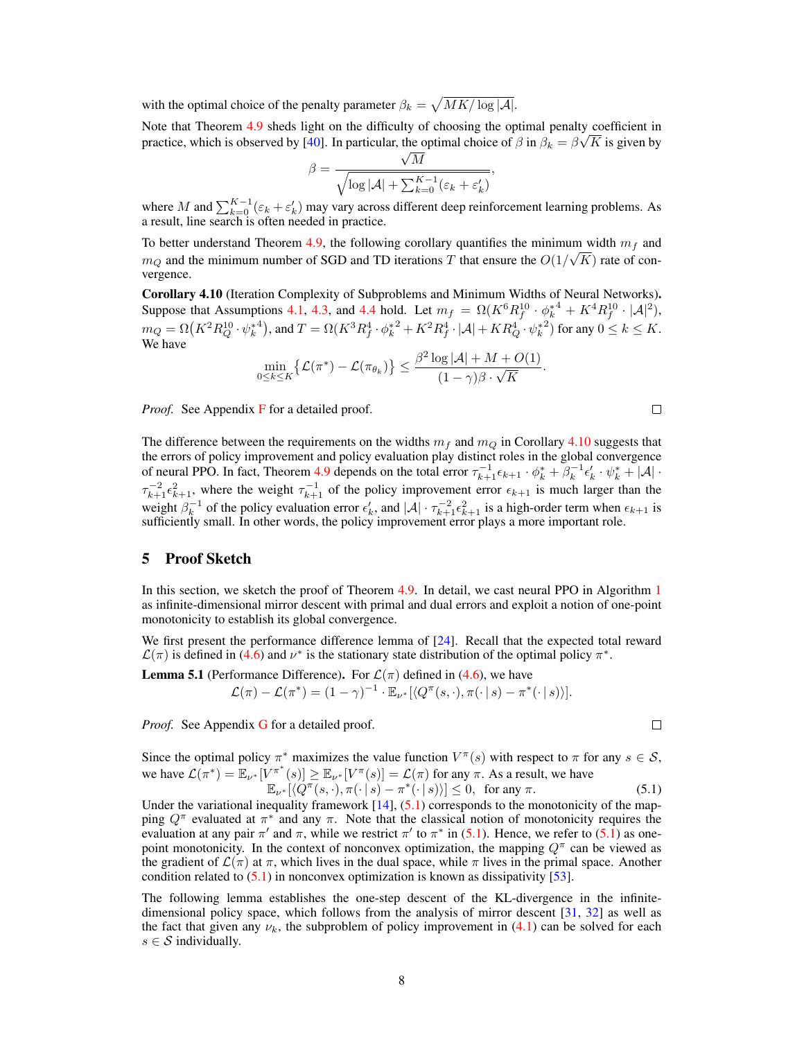with the optimal choice of the penalty parameter $\beta_k = \sqrt{MK/\log|\mathcal{A}|}$.

Note that Theorem 4.9 sheds light on the difficulty of choosing the optimal penalty coefficient in practice, which is observed by [40]. In particular, the optimal choice of $\beta$ in $\beta_k = \beta\sqrt{K}$ is given by

$$\beta = \frac{\sqrt{M}}{\sqrt{\log|\mathcal{A}| + \sum_{k=0}^{K-1}(\varepsilon_k + \varepsilon_k')}},$$

where $M$ and $\sum_{k=0}^{K-1}(\varepsilon_k + \varepsilon_k')$ may vary across different deep reinforcement learning problems. As a result, line search is often needed in practice.

To better understand Theorem 4.9, the following corollary quantifies the minimum width $m_f$ and $m_Q$ and the minimum number of SGD and TD iterations $T$ that ensure the $O(1/\sqrt{K})$ rate of convergence.

**Corollary 4.10** (Iteration Complexity of Subproblems and Minimum Widths of Neural Networks)**.** Suppose that Assumptions 4.1, 4.3, and 4.4 hold. Let $m_f = \Omega(K^6 R_f^{10} \cdot \phi_k^{*4} + K^4 R_f^{10} \cdot |\mathcal{A}|^2)$, $m_Q = \Omega(K^2 R_Q^{10} \cdot \psi_k^{*4})$, and $T = \Omega(K^3 R_f^4 \cdot \phi_k^{*2} + K^2 R_f^4 \cdot |\mathcal{A}| + K R_Q^4 \cdot \psi_k^{*2})$ for any $0 \le k \le K$. We have

$$\min_{0\le k\le K}\big\{\mathcal{L}(\pi^*) - \mathcal{L}(\pi_{\theta_k})\big\} \le \frac{\beta^2\log|\mathcal{A}| + M + O(1)}{(1-\gamma)\beta\cdot\sqrt{K}}.$$

*Proof.* See Appendix F for a detailed proof. □

The difference between the requirements on the widths $m_f$ and $m_Q$ in Corollary 4.10 suggests that the errors of policy improvement and policy evaluation play distinct roles in the global convergence of neural PPO. In fact, Theorem 4.9 depends on the total error $\tau_{k+1}^{-1}\epsilon_{k+1}\cdot\phi_k^* + \beta_k^{-1}\epsilon_k'\cdot\psi_k^* + |\mathcal{A}|\cdot\tau_{k+1}^{-2}\epsilon_{k+1}^2$, where the weight $\tau_{k+1}^{-1}$ of the policy improvement error $\epsilon_{k+1}$ is much larger than the weight $\beta_k^{-1}$ of the policy evaluation error $\epsilon_k'$, and $|\mathcal{A}|\cdot\tau_{k+1}^{-2}\epsilon_{k+1}^2$ is a high-order term when $\epsilon_{k+1}$ is sufficiently small. In other words, the policy improvement error plays a more important role.

## 5 Proof Sketch

In this section, we sketch the proof of Theorem 4.9. In detail, we cast neural PPO in Algorithm 1 as infinite-dimensional mirror descent with primal and dual errors and exploit a notion of one-point monotonicity to establish its global convergence.

We first present the performance difference lemma of [24]. Recall that the expected total reward $\mathcal{L}(\pi)$ is defined in (4.6) and $\nu^*$ is the stationary state distribution of the optimal policy $\pi^*$.

**Lemma 5.1** (Performance Difference)**.** For $\mathcal{L}(\pi)$ defined in (4.6), we have

$$\mathcal{L}(\pi) - \mathcal{L}(\pi^*) = (1-\gamma)^{-1}\cdot\mathbb{E}_{\nu^*}\big[\langle Q^\pi(s,\cdot), \pi(\cdot\,|\,s) - \pi^*(\cdot\,|\,s)\rangle\big].$$

*Proof.* See Appendix G for a detailed proof. □

Since the optimal policy $\pi^*$ maximizes the value function $V^\pi(s)$ with respect to $\pi$ for any $s \in \mathcal{S}$, we have $\mathcal{L}(\pi^*) = \mathbb{E}_{\nu^*}[V^{\pi^*}(s)] \ge \mathbb{E}_{\nu^*}[V^\pi(s)] = \mathcal{L}(\pi)$ for any $\pi$. As a result, we have

$$\mathbb{E}_{\nu^*}\big[\langle Q^\pi(s,\cdot), \pi(\cdot\,|\,s) - \pi^*(\cdot\,|\,s)\rangle\big] \le 0, \quad \text{for any } \pi. \tag{5.1}$$

Under the variational inequality framework [14], (5.1) corresponds to the monotonicity of the mapping $Q^\pi$ evaluated at $\pi^*$ and any $\pi$. Note that the classical notion of monotonicity requires the evaluation at any pair $\pi'$ and $\pi$, while we restrict $\pi'$ to $\pi^*$ in (5.1). Hence, we refer to (5.1) as one-point monotonicity. In the context of nonconvex optimization, the mapping $Q^\pi$ can be viewed as the gradient of $\mathcal{L}(\pi)$ at $\pi$, which lives in the dual space, while $\pi$ lives in the primal space. Another condition related to (5.1) in nonconvex optimization is known as dissipativity [53].

The following lemma establishes the one-step descent of the KL-divergence in the infinite-dimensional policy space, which follows from the analysis of mirror descent [31, 32] as well as the fact that given any $\nu_k$, the subproblem of policy improvement in (4.1) can be solved for each $s \in \mathcal{S}$ individually.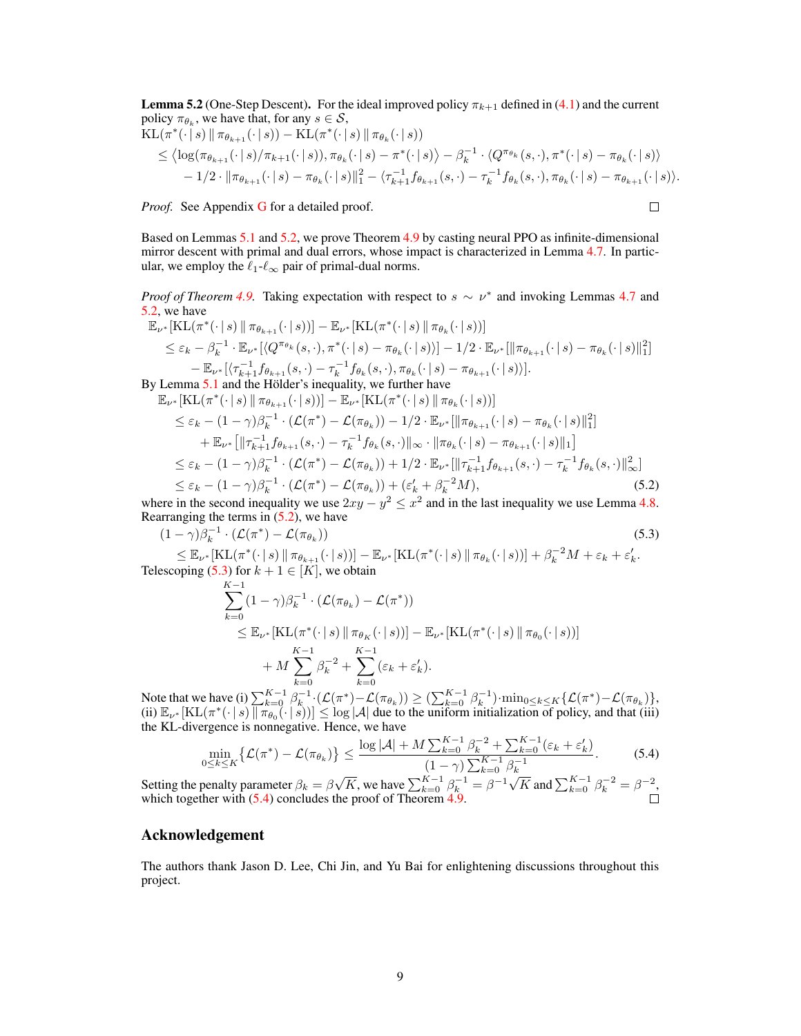**Lemma 5.2** (One-Step Descent). For the ideal improved policy $\pi_{k+1}$ defined in (4.1) and the current policy $\pi_{\theta_k}$, we have that, for any $s \in \mathcal{S}$,

$$
\begin{aligned}
&\mathrm{KL}(\pi^*(\cdot \,|\, s) \,\|\, \pi_{\theta_{k+1}}(\cdot \,|\, s)) - \mathrm{KL}(\pi^*(\cdot \,|\, s) \,\|\, \pi_{\theta_k}(\cdot \,|\, s)) \\
&\quad \le \big\langle \log(\pi_{\theta_{k+1}}(\cdot \,|\, s)/\pi_{k+1}(\cdot \,|\, s)), \pi_{\theta_k}(\cdot \,|\, s) - \pi^*(\cdot \,|\, s) \big\rangle - \beta_k^{-1} \cdot \langle Q^{\pi_{\theta_k}}(s, \cdot), \pi^*(\cdot \,|\, s) - \pi_{\theta_k}(\cdot \,|\, s) \rangle \\
&\qquad - 1/2 \cdot \|\pi_{\theta_{k+1}}(\cdot \,|\, s) - \pi_{\theta_k}(\cdot \,|\, s)\|_1^2 - \langle \tau_{k+1}^{-1} f_{\theta_{k+1}}(s, \cdot) - \tau_k^{-1} f_{\theta_k}(s, \cdot), \pi_{\theta_k}(\cdot \,|\, s) - \pi_{\theta_{k+1}}(\cdot \,|\, s) \rangle.
\end{aligned}
$$

*Proof.* See Appendix G for a detailed proof. $\square$

Based on Lemmas 5.1 and 5.2, we prove Theorem 4.9 by casting neural PPO as infinite-dimensional mirror descent with primal and dual errors, whose impact is characterized in Lemma 4.7. In particular, we employ the $\ell_1$-$\ell_\infty$ pair of primal-dual norms.

*Proof of Theorem 4.9.* Taking expectation with respect to $s \sim \nu^*$ and invoking Lemmas 4.7 and 5.2, we have

$$
\begin{aligned}
&\mathbb{E}_{\nu^*}[\mathrm{KL}(\pi^*(\cdot \,|\, s) \,\|\, \pi_{\theta_{k+1}}(\cdot \,|\, s))] - \mathbb{E}_{\nu^*}[\mathrm{KL}(\pi^*(\cdot \,|\, s) \,\|\, \pi_{\theta_k}(\cdot \,|\, s))] \\
&\quad \le \varepsilon_k - \beta_k^{-1} \cdot \mathbb{E}_{\nu^*}[\langle Q^{\pi_{\theta_k}}(s, \cdot), \pi^*(\cdot \,|\, s) - \pi_{\theta_k}(\cdot \,|\, s) \rangle] - 1/2 \cdot \mathbb{E}_{\nu^*}[\|\pi_{\theta_{k+1}}(\cdot \,|\, s) - \pi_{\theta_k}(\cdot \,|\, s)\|_1^2] \\
&\qquad - \mathbb{E}_{\nu^*}[\langle \tau_{k+1}^{-1} f_{\theta_{k+1}}(s, \cdot) - \tau_k^{-1} f_{\theta_k}(s, \cdot), \pi_{\theta_k}(\cdot \,|\, s) - \pi_{\theta_{k+1}}(\cdot \,|\, s) \rangle].
\end{aligned}
$$

By Lemma 5.1 and the Hölder's inequality, we further have

$$
\begin{aligned}
&\mathbb{E}_{\nu^*}[\mathrm{KL}(\pi^*(\cdot \,|\, s) \,\|\, \pi_{\theta_{k+1}}(\cdot \,|\, s))] - \mathbb{E}_{\nu^*}[\mathrm{KL}(\pi^*(\cdot \,|\, s) \,\|\, \pi_{\theta_k}(\cdot \,|\, s))] \\
&\quad \le \varepsilon_k - (1-\gamma)\beta_k^{-1} \cdot (\mathcal{L}(\pi^*) - \mathcal{L}(\pi_{\theta_k})) - 1/2 \cdot \mathbb{E}_{\nu^*}[\|\pi_{\theta_{k+1}}(\cdot \,|\, s) - \pi_{\theta_k}(\cdot \,|\, s)\|_1^2] \\
&\qquad + \mathbb{E}_{\nu^*}\big[\|\tau_{k+1}^{-1} f_{\theta_{k+1}}(s, \cdot) - \tau_k^{-1} f_{\theta_k}(s, \cdot)\|_\infty \cdot \|\pi_{\theta_k}(\cdot \,|\, s) - \pi_{\theta_{k+1}}(\cdot \,|\, s)\|_1\big] \\
&\quad \le \varepsilon_k - (1-\gamma)\beta_k^{-1} \cdot (\mathcal{L}(\pi^*) - \mathcal{L}(\pi_{\theta_k})) + 1/2 \cdot \mathbb{E}_{\nu^*}[\|\tau_{k+1}^{-1} f_{\theta_{k+1}}(s, \cdot) - \tau_k^{-1} f_{\theta_k}(s, \cdot)\|_\infty^2] \\
&\quad \le \varepsilon_k - (1-\gamma)\beta_k^{-1} \cdot (\mathcal{L}(\pi^*) - \mathcal{L}(\pi_{\theta_k})) + (\varepsilon_k' + \beta_k^{-2} M),
\end{aligned} \tag{5.2}
$$

where in the second inequality we use $2xy - y^2 \le x^2$ and in the last inequality we use Lemma 4.8. Rearranging the terms in (5.2), we have

$$
\begin{aligned}
&(1-\gamma)\beta_k^{-1} \cdot (\mathcal{L}(\pi^*) - \mathcal{L}(\pi_{\theta_k})) \\
&\quad \le \mathbb{E}_{\nu^*}[\mathrm{KL}(\pi^*(\cdot \,|\, s) \,\|\, \pi_{\theta_{k+1}}(\cdot \,|\, s))] - \mathbb{E}_{\nu^*}[\mathrm{KL}(\pi^*(\cdot \,|\, s) \,\|\, \pi_{\theta_k}(\cdot \,|\, s))] + \beta_k^{-2} M + \varepsilon_k + \varepsilon_k'.
\end{aligned} \tag{5.3}
$$

Telescoping (5.3) for $k+1 \in [K]$, we obtain

$$
\begin{aligned}
&\sum_{k=0}^{K-1} (1-\gamma)\beta_k^{-1} \cdot (\mathcal{L}(\pi_{\theta_k}) - \mathcal{L}(\pi^*)) \\
&\quad \le \mathbb{E}_{\nu^*}[\mathrm{KL}(\pi^*(\cdot \,|\, s) \,\|\, \pi_{\theta_K}(\cdot \,|\, s))] - \mathbb{E}_{\nu^*}[\mathrm{KL}(\pi^*(\cdot \,|\, s) \,\|\, \pi_{\theta_0}(\cdot \,|\, s))] \\
&\qquad + M \sum_{k=0}^{K-1} \beta_k^{-2} + \sum_{k=0}^{K-1} (\varepsilon_k + \varepsilon_k').
\end{aligned}
$$

Note that we have (i) $\sum_{k=0}^{K-1} \beta_k^{-1} \cdot (\mathcal{L}(\pi^*) - \mathcal{L}(\pi_{\theta_k})) \ge (\sum_{k=0}^{K-1} \beta_k^{-1}) \cdot \min_{0 \le k \le K}\{\mathcal{L}(\pi^*) - \mathcal{L}(\pi_{\theta_k})\}$, (ii) $\mathbb{E}_{\nu^*}[\mathrm{KL}(\pi^*(\cdot \,|\, s) \,\|\, \pi_{\theta_0}(\cdot \,|\, s))] \le \log |\mathcal{A}|$ due to the uniform initialization of policy, and that (iii) the KL-divergence is nonnegative. Hence, we have

$$
\min_{0 \le k \le K} \{\mathcal{L}(\pi^*) - \mathcal{L}(\pi_{\theta_k})\} \le \frac{\log |\mathcal{A}| + M \sum_{k=0}^{K-1} \beta_k^{-2} + \sum_{k=0}^{K-1} (\varepsilon_k + \varepsilon_k')}{(1-\gamma) \sum_{k=0}^{K-1} \beta_k^{-1}}. \tag{5.4}
$$

Setting the penalty parameter $\beta_k = \beta\sqrt{K}$, we have $\sum_{k=0}^{K-1} \beta_k^{-1} = \beta^{-1}\sqrt{K}$ and $\sum_{k=0}^{K-1} \beta_k^{-2} = \beta^{-2}$, which together with (5.4) concludes the proof of Theorem 4.9. $\square$

## Acknowledgement

The authors thank Jason D. Lee, Chi Jin, and Yu Bai for enlightening discussions throughout this project.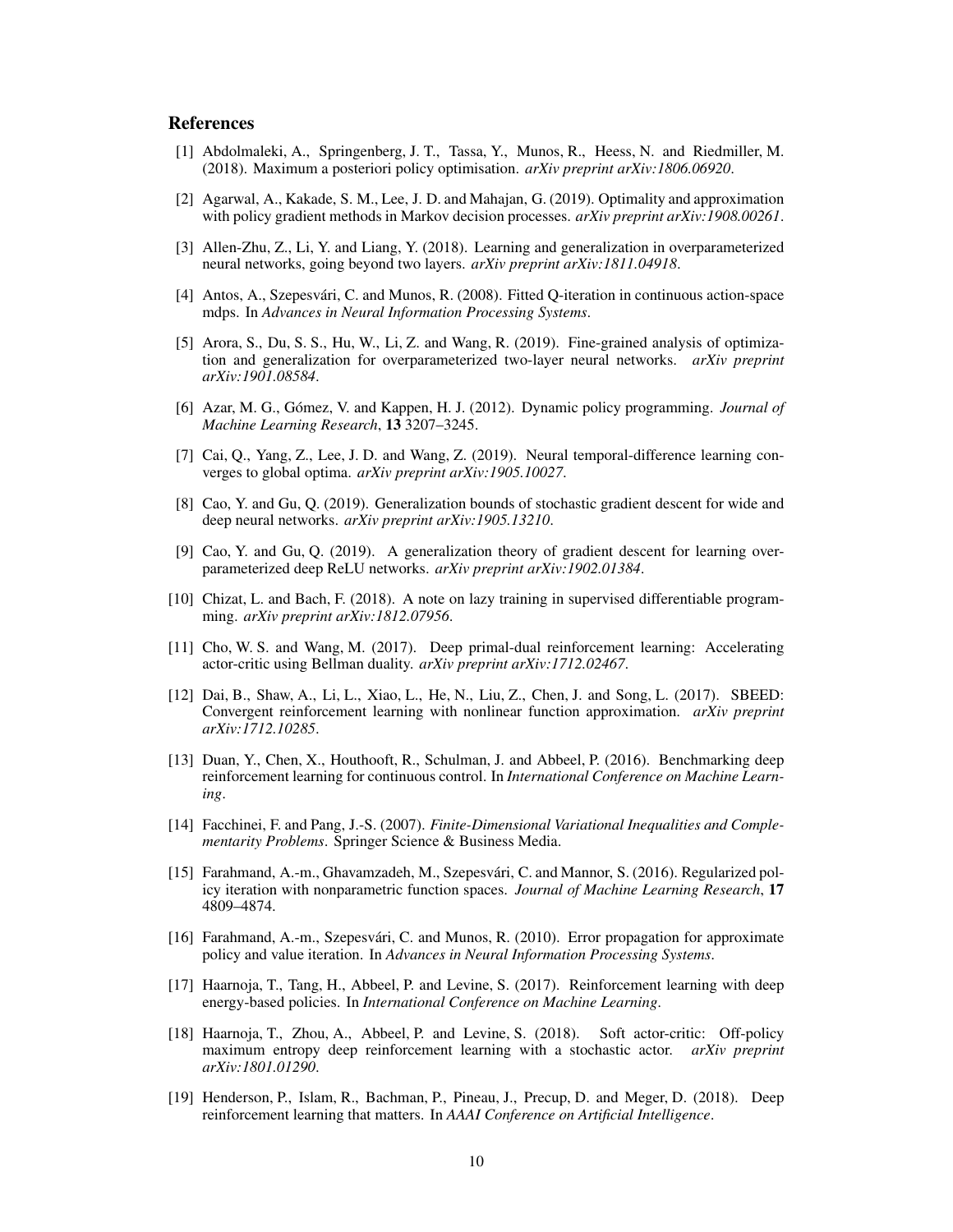## References

[1] Abdolmaleki, A., Springenberg, J. T., Tassa, Y., Munos, R., Heess, N. and Riedmiller, M. (2018). Maximum a posteriori policy optimisation. *arXiv preprint arXiv:1806.06920*.

[2] Agarwal, A., Kakade, S. M., Lee, J. D. and Mahajan, G. (2019). Optimality and approximation with policy gradient methods in Markov decision processes. *arXiv preprint arXiv:1908.00261*.

[3] Allen-Zhu, Z., Li, Y. and Liang, Y. (2018). Learning and generalization in overparameterized neural networks, going beyond two layers. *arXiv preprint arXiv:1811.04918*.

[4] Antos, A., Szepesvári, C. and Munos, R. (2008). Fitted Q-iteration in continuous action-space mdps. In *Advances in Neural Information Processing Systems*.

[5] Arora, S., Du, S. S., Hu, W., Li, Z. and Wang, R. (2019). Fine-grained analysis of optimization and generalization for overparameterized two-layer neural networks. *arXiv preprint arXiv:1901.08584*.

[6] Azar, M. G., Gómez, V. and Kappen, H. J. (2012). Dynamic policy programming. *Journal of Machine Learning Research*, **13** 3207–3245.

[7] Cai, Q., Yang, Z., Lee, J. D. and Wang, Z. (2019). Neural temporal-difference learning converges to global optima. *arXiv preprint arXiv:1905.10027*.

[8] Cao, Y. and Gu, Q. (2019). Generalization bounds of stochastic gradient descent for wide and deep neural networks. *arXiv preprint arXiv:1905.13210*.

[9] Cao, Y. and Gu, Q. (2019). A generalization theory of gradient descent for learning overparameterized deep ReLU networks. *arXiv preprint arXiv:1902.01384*.

[10] Chizat, L. and Bach, F. (2018). A note on lazy training in supervised differentiable programming. *arXiv preprint arXiv:1812.07956*.

[11] Cho, W. S. and Wang, M. (2017). Deep primal-dual reinforcement learning: Accelerating actor-critic using Bellman duality. *arXiv preprint arXiv:1712.02467*.

[12] Dai, B., Shaw, A., Li, L., Xiao, L., He, N., Liu, Z., Chen, J. and Song, L. (2017). SBEED: Convergent reinforcement learning with nonlinear function approximation. *arXiv preprint arXiv:1712.10285*.

[13] Duan, Y., Chen, X., Houthooft, R., Schulman, J. and Abbeel, P. (2016). Benchmarking deep reinforcement learning for continuous control. In *International Conference on Machine Learning*.

[14] Facchinei, F. and Pang, J.-S. (2007). *Finite-Dimensional Variational Inequalities and Complementarity Problems*. Springer Science & Business Media.

[15] Farahmand, A.-m., Ghavamzadeh, M., Szepesvári, C. and Mannor, S. (2016). Regularized policy iteration with nonparametric function spaces. *Journal of Machine Learning Research*, **17** 4809–4874.

[16] Farahmand, A.-m., Szepesvári, C. and Munos, R. (2010). Error propagation for approximate policy and value iteration. In *Advances in Neural Information Processing Systems*.

[17] Haarnoja, T., Tang, H., Abbeel, P. and Levine, S. (2017). Reinforcement learning with deep energy-based policies. In *International Conference on Machine Learning*.

[18] Haarnoja, T., Zhou, A., Abbeel, P. and Levine, S. (2018). Soft actor-critic: Off-policy maximum entropy deep reinforcement learning with a stochastic actor. *arXiv preprint arXiv:1801.01290*.

[19] Henderson, P., Islam, R., Bachman, P., Pineau, J., Precup, D. and Meger, D. (2018). Deep reinforcement learning that matters. In *AAAI Conference on Artificial Intelligence*.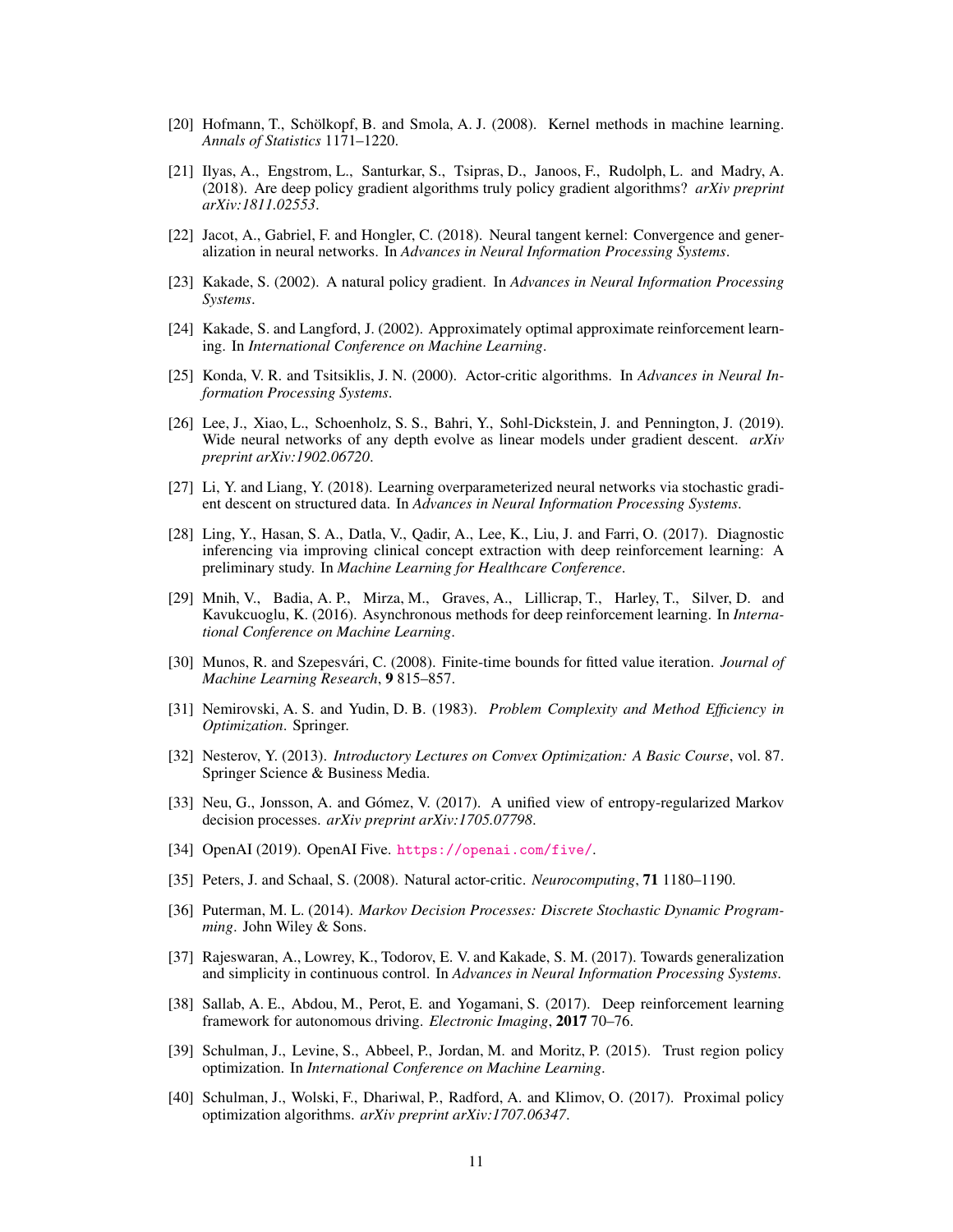[20] Hofmann, T., Schölkopf, B. and Smola, A. J. (2008). Kernel methods in machine learning. *Annals of Statistics* 1171–1220.

[21] Ilyas, A., Engstrom, L., Santurkar, S., Tsipras, D., Janoos, F., Rudolph, L. and Madry, A. (2018). Are deep policy gradient algorithms truly policy gradient algorithms? *arXiv preprint arXiv:1811.02553*.

[22] Jacot, A., Gabriel, F. and Hongler, C. (2018). Neural tangent kernel: Convergence and generalization in neural networks. In *Advances in Neural Information Processing Systems*.

[23] Kakade, S. (2002). A natural policy gradient. In *Advances in Neural Information Processing Systems*.

[24] Kakade, S. and Langford, J. (2002). Approximately optimal approximate reinforcement learning. In *International Conference on Machine Learning*.

[25] Konda, V. R. and Tsitsiklis, J. N. (2000). Actor-critic algorithms. In *Advances in Neural Information Processing Systems*.

[26] Lee, J., Xiao, L., Schoenholz, S. S., Bahri, Y., Sohl-Dickstein, J. and Pennington, J. (2019). Wide neural networks of any depth evolve as linear models under gradient descent. *arXiv preprint arXiv:1902.06720*.

[27] Li, Y. and Liang, Y. (2018). Learning overparameterized neural networks via stochastic gradient descent on structured data. In *Advances in Neural Information Processing Systems*.

[28] Ling, Y., Hasan, S. A., Datla, V., Qadir, A., Lee, K., Liu, J. and Farri, O. (2017). Diagnostic inferencing via improving clinical concept extraction with deep reinforcement learning: A preliminary study. In *Machine Learning for Healthcare Conference*.

[29] Mnih, V., Badia, A. P., Mirza, M., Graves, A., Lillicrap, T., Harley, T., Silver, D. and Kavukcuoglu, K. (2016). Asynchronous methods for deep reinforcement learning. In *International Conference on Machine Learning*.

[30] Munos, R. and Szepesvári, C. (2008). Finite-time bounds for fitted value iteration. *Journal of Machine Learning Research*, **9** 815–857.

[31] Nemirovski, A. S. and Yudin, D. B. (1983). *Problem Complexity and Method Efficiency in Optimization*. Springer.

[32] Nesterov, Y. (2013). *Introductory Lectures on Convex Optimization: A Basic Course*, vol. 87. Springer Science & Business Media.

[33] Neu, G., Jonsson, A. and Gómez, V. (2017). A unified view of entropy-regularized Markov decision processes. *arXiv preprint arXiv:1705.07798*.

[34] OpenAI (2019). OpenAI Five. https://openai.com/five/.

[35] Peters, J. and Schaal, S. (2008). Natural actor-critic. *Neurocomputing*, **71** 1180–1190.

[36] Puterman, M. L. (2014). *Markov Decision Processes: Discrete Stochastic Dynamic Programming*. John Wiley & Sons.

[37] Rajeswaran, A., Lowrey, K., Todorov, E. V. and Kakade, S. M. (2017). Towards generalization and simplicity in continuous control. In *Advances in Neural Information Processing Systems*.

[38] Sallab, A. E., Abdou, M., Perot, E. and Yogamani, S. (2017). Deep reinforcement learning framework for autonomous driving. *Electronic Imaging*, **2017** 70–76.

[39] Schulman, J., Levine, S., Abbeel, P., Jordan, M. and Moritz, P. (2015). Trust region policy optimization. In *International Conference on Machine Learning*.

[40] Schulman, J., Wolski, F., Dhariwal, P., Radford, A. and Klimov, O. (2017). Proximal policy optimization algorithms. *arXiv preprint arXiv:1707.06347*.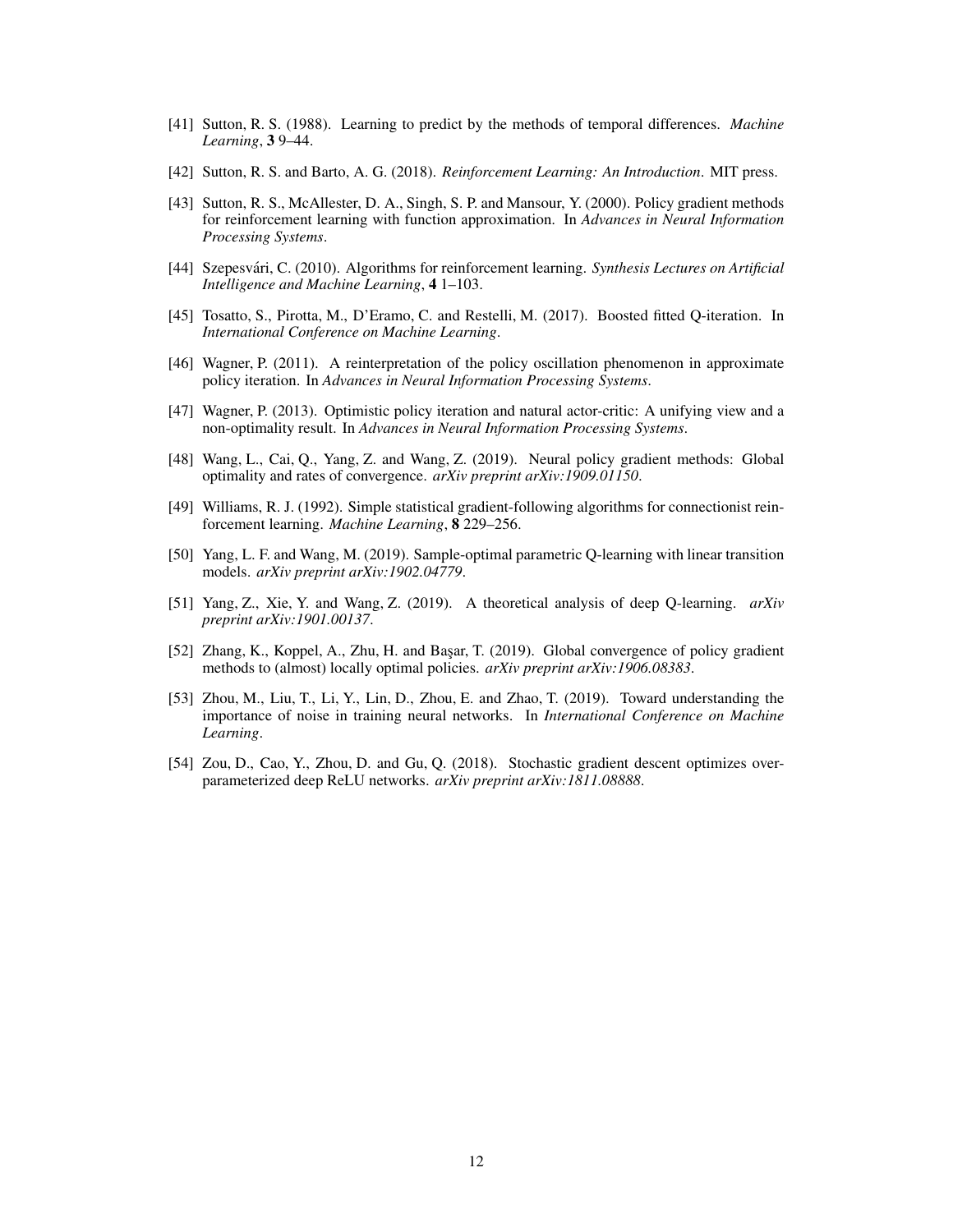[41] Sutton, R. S. (1988). Learning to predict by the methods of temporal differences. *Machine Learning*, **3** 9–44.

[42] Sutton, R. S. and Barto, A. G. (2018). *Reinforcement Learning: An Introduction*. MIT press.

[43] Sutton, R. S., McAllester, D. A., Singh, S. P. and Mansour, Y. (2000). Policy gradient methods for reinforcement learning with function approximation. In *Advances in Neural Information Processing Systems*.

[44] Szepesvári, C. (2010). Algorithms for reinforcement learning. *Synthesis Lectures on Artificial Intelligence and Machine Learning*, **4** 1–103.

[45] Tosatto, S., Pirotta, M., D'Eramo, C. and Restelli, M. (2017). Boosted fitted Q-iteration. In *International Conference on Machine Learning*.

[46] Wagner, P. (2011). A reinterpretation of the policy oscillation phenomenon in approximate policy iteration. In *Advances in Neural Information Processing Systems*.

[47] Wagner, P. (2013). Optimistic policy iteration and natural actor-critic: A unifying view and a non-optimality result. In *Advances in Neural Information Processing Systems*.

[48] Wang, L., Cai, Q., Yang, Z. and Wang, Z. (2019). Neural policy gradient methods: Global optimality and rates of convergence. *arXiv preprint arXiv:1909.01150*.

[49] Williams, R. J. (1992). Simple statistical gradient-following algorithms for connectionist reinforcement learning. *Machine Learning*, **8** 229–256.

[50] Yang, L. F. and Wang, M. (2019). Sample-optimal parametric Q-learning with linear transition models. *arXiv preprint arXiv:1902.04779*.

[51] Yang, Z., Xie, Y. and Wang, Z. (2019). A theoretical analysis of deep Q-learning. *arXiv preprint arXiv:1901.00137*.

[52] Zhang, K., Koppel, A., Zhu, H. and Başar, T. (2019). Global convergence of policy gradient methods to (almost) locally optimal policies. *arXiv preprint arXiv:1906.08383*.

[53] Zhou, M., Liu, T., Li, Y., Lin, D., Zhou, E. and Zhao, T. (2019). Toward understanding the importance of noise in training neural networks. In *International Conference on Machine Learning*.

[54] Zou, D., Cao, Y., Zhou, D. and Gu, Q. (2018). Stochastic gradient descent optimizes over-parameterized deep ReLU networks. *arXiv preprint arXiv:1811.08888*.